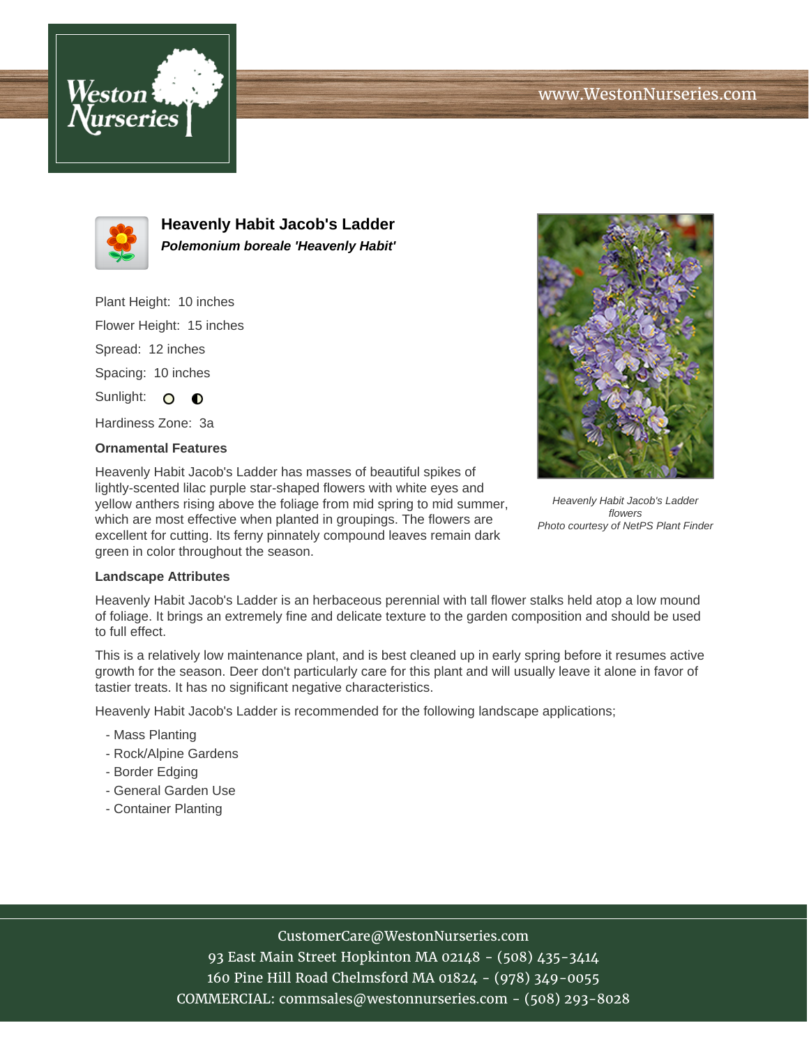# Heavenly Habit Jacob's Ladder

***Polemonium boreale 'Heavenly Habit'***

Plant Height: 10 inches

Flower Height: 15 inches

Spread: 12 inches

Spacing: 10 inches

Sunlight:

Hardiness Zone: 3a

Heavenly Habit Jacob's Ladder flowers
Photo courtesy of NetPS Plant Finder

### Ornamental Features

Heavenly Habit Jacob's Ladder has masses of beautiful spikes of lightly-scented lilac purple star-shaped flowers with white eyes and yellow anthers rising above the foliage from mid spring to mid summer, which are most effective when planted in groupings. The flowers are excellent for cutting. Its ferny pinnately compound leaves remain dark green in color throughout the season.

### Landscape Attributes

Heavenly Habit Jacob's Ladder is an herbaceous perennial with tall flower stalks held atop a low mound of foliage. It brings an extremely fine and delicate texture to the garden composition and should be used to full effect.

This is a relatively low maintenance plant, and is best cleaned up in early spring before it resumes active growth for the season. Deer don't particularly care for this plant and will usually leave it alone in favor of tastier treats. It has no significant negative characteristics.

Heavenly Habit Jacob's Ladder is recommended for the following landscape applications;

- Mass Planting
- Rock/Alpine Gardens
- Border Edging
- General Garden Use
- Container Planting

CustomerCare@WestonNurseries.com
93 East Main Street Hopkinton MA 02148 - (508) 435-3414
160 Pine Hill Road Chelmsford MA 01824 - (978) 349-0055
COMMERCIAL: commsales@westonnurseries.com - (508) 293-8028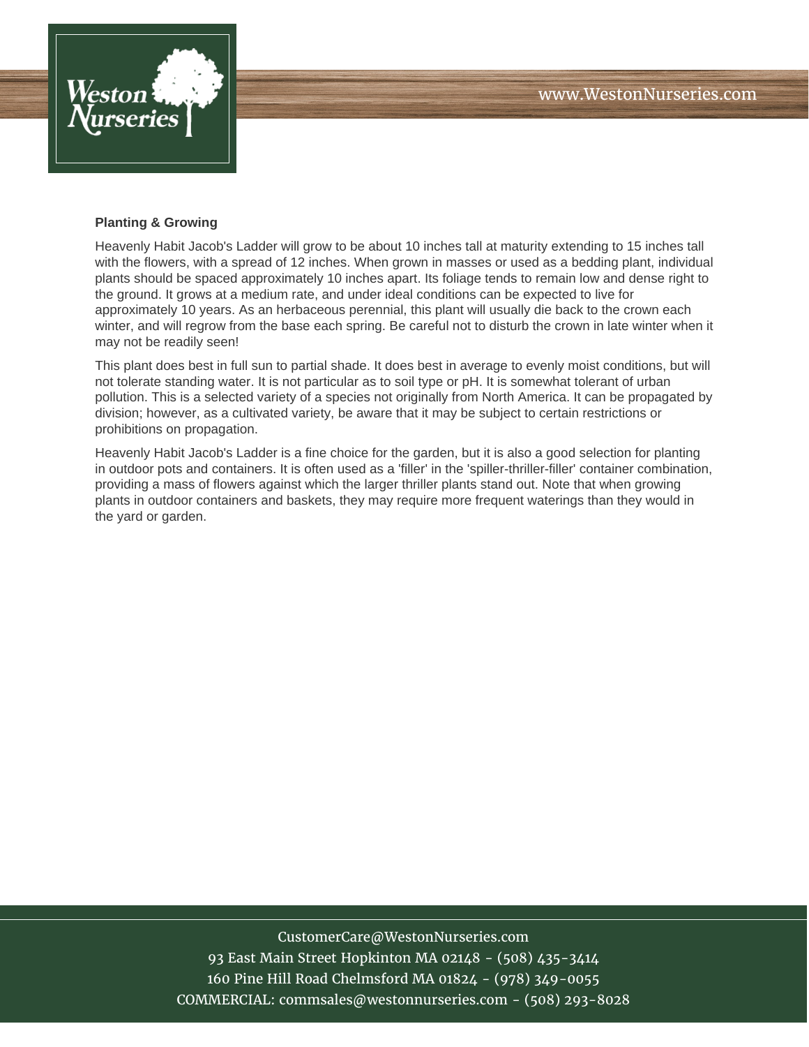### Planting & Growing

Heavenly Habit Jacob's Ladder will grow to be about 10 inches tall at maturity extending to 15 inches tall with the flowers, with a spread of 12 inches. When grown in masses or used as a bedding plant, individual plants should be spaced approximately 10 inches apart. Its foliage tends to remain low and dense right to the ground. It grows at a medium rate, and under ideal conditions can be expected to live for approximately 10 years. As an herbaceous perennial, this plant will usually die back to the crown each winter, and will regrow from the base each spring. Be careful not to disturb the crown in late winter when it may not be readily seen!

This plant does best in full sun to partial shade. It does best in average to evenly moist conditions, but will not tolerate standing water. It is not particular as to soil type or pH. It is somewhat tolerant of urban pollution. This is a selected variety of a species not originally from North America. It can be propagated by division; however, as a cultivated variety, be aware that it may be subject to certain restrictions or prohibitions on propagation.

Heavenly Habit Jacob's Ladder is a fine choice for the garden, but it is also a good selection for planting in outdoor pots and containers. It is often used as a 'filler' in the 'spiller-thriller-filler' container combination, providing a mass of flowers against which the larger thriller plants stand out. Note that when growing plants in outdoor containers and baskets, they may require more frequent waterings than they would in the yard or garden.